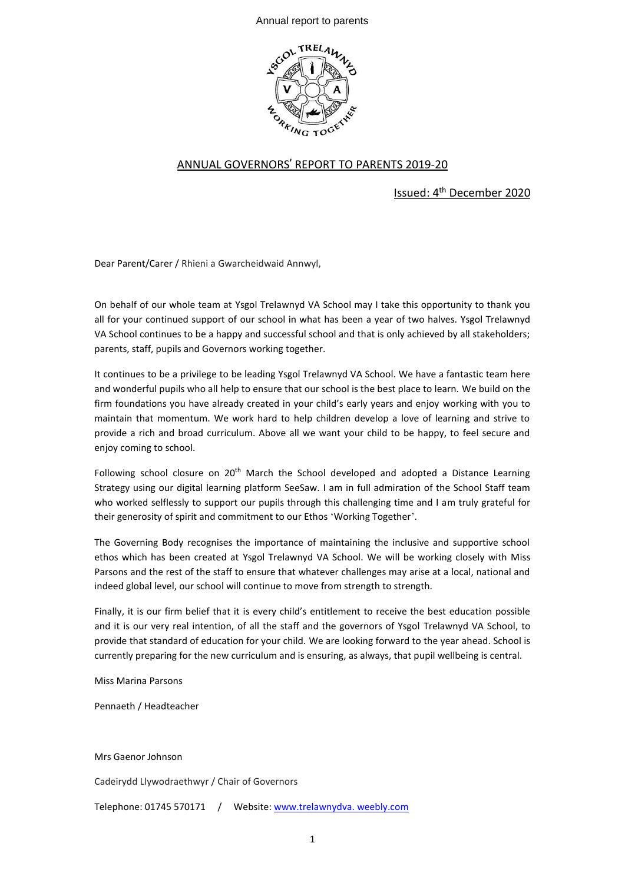# ANNUAL GOVERNORS' REPORT TO PARENTS 2019-20

Issued: 4th December 2020

Dear Parent/Carer / Rhieni a Gwarcheidwaid Annwyl,

On behalf of our whole team at Ysgol Trelawnyd VA School may I take this opportunity to thank you all for your continued support of our school in what has been a year of two halves. Ysgol Trelawnyd VA School continues to be a happy and successful school and that is only achieved by all stakeholders; parents, staff, pupils and Governors working together.

It continues to be a privilege to be leading Ysgol Trelawnyd VA School. We have a fantastic team here and wonderful pupils who all help to ensure that our school is the best place to learn. We build on the firm foundations you have already created in your child's early years and enjoy working with you to maintain that momentum. We work hard to help children develop a love of learning and strive to provide a rich and broad curriculum. Above all we want your child to be happy, to feel secure and enjoy coming to school.

Following school closure on 20th March the School developed and adopted a Distance Learning Strategy using our digital learning platform SeeSaw. I am in full admiration of the School Staff team who worked selflessly to support our pupils through this challenging time and I am truly grateful for their generosity of spirit and commitment to our Ethos 'Working Together'.

The Governing Body recognises the importance of maintaining the inclusive and supportive school ethos which has been created at Ysgol Trelawnyd VA School. We will be working closely with Miss Parsons and the rest of the staff to ensure that whatever challenges may arise at a local, national and indeed global level, our school will continue to move from strength to strength.

Finally, it is our firm belief that it is every child's entitlement to receive the best education possible and it is our very real intention, of all the staff and the governors of Ysgol Trelawnyd VA School, to provide that standard of education for your child. We are looking forward to the year ahead. School is currently preparing for the new curriculum and is ensuring, as always, that pupil wellbeing is central.

Miss Marina Parsons

Pennaeth / Headteacher

Mrs Gaenor Johnson

Cadeirydd Llywodraethwyr / Chair of Governors

Telephone: 01745 570171 / Website: www.trelawnydva. weebly.com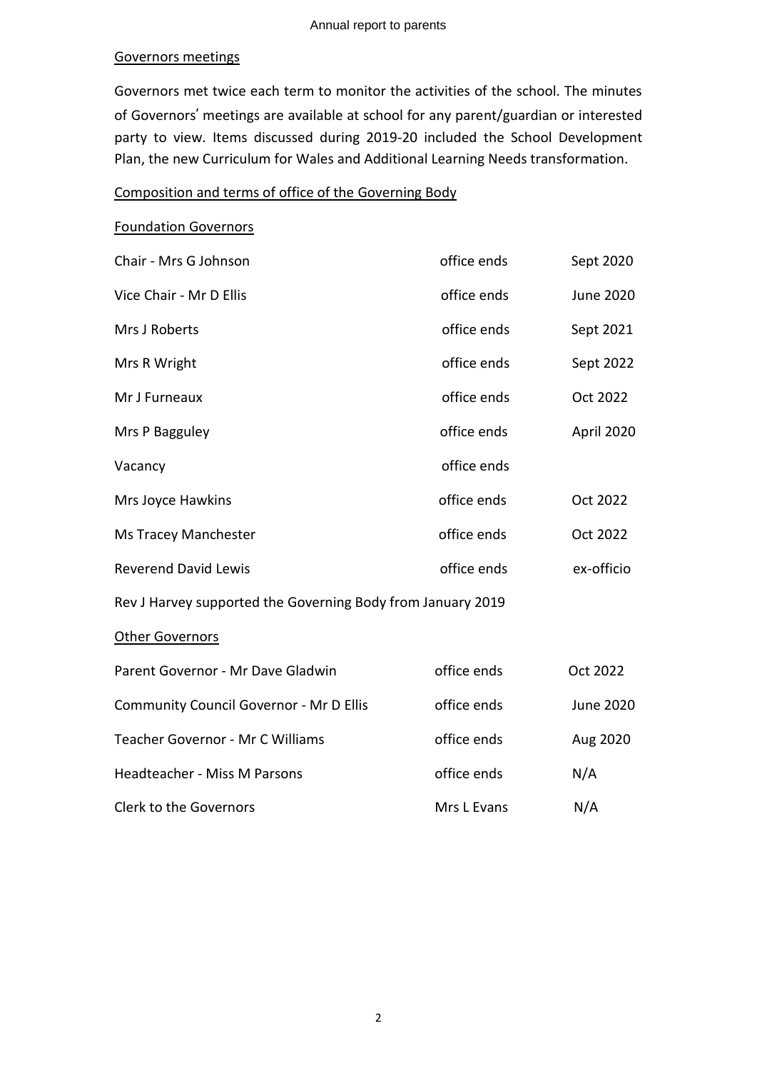## Governors meetings

Governors met twice each term to monitor the activities of the school. The minutes of Governors' meetings are available at school for any parent/guardian or interested party to view. Items discussed during 2019-20 included the School Development Plan, the new Curriculum for Wales and Additional Learning Needs transformation.

## Composition and terms of office of the Governing Body

### Foundation Governors

| | | |
|---|---|---|
| Chair - Mrs G Johnson | office ends | Sept 2020 |
| Vice Chair - Mr D Ellis | office ends | June 2020 |
| Mrs J Roberts | office ends | Sept 2021 |
| Mrs R Wright | office ends | Sept 2022 |
| Mr J Furneaux | office ends | Oct 2022 |
| Mrs P Bagguley | office ends | April 2020 |
| Vacancy | office ends | |
| Mrs Joyce Hawkins | office ends | Oct 2022 |
| Ms Tracey Manchester | office ends | Oct 2022 |
| Reverend David Lewis | office ends | ex-officio |

Rev J Harvey supported the Governing Body from January 2019

### Other Governors

| | | |
|---|---|---|
| Parent Governor - Mr Dave Gladwin | office ends | Oct 2022 |
| Community Council Governor - Mr D Ellis | office ends | June 2020 |
| Teacher Governor - Mr C Williams | office ends | Aug 2020 |
| Headteacher - Miss M Parsons | office ends | N/A |
| Clerk to the Governors | Mrs L Evans | N/A |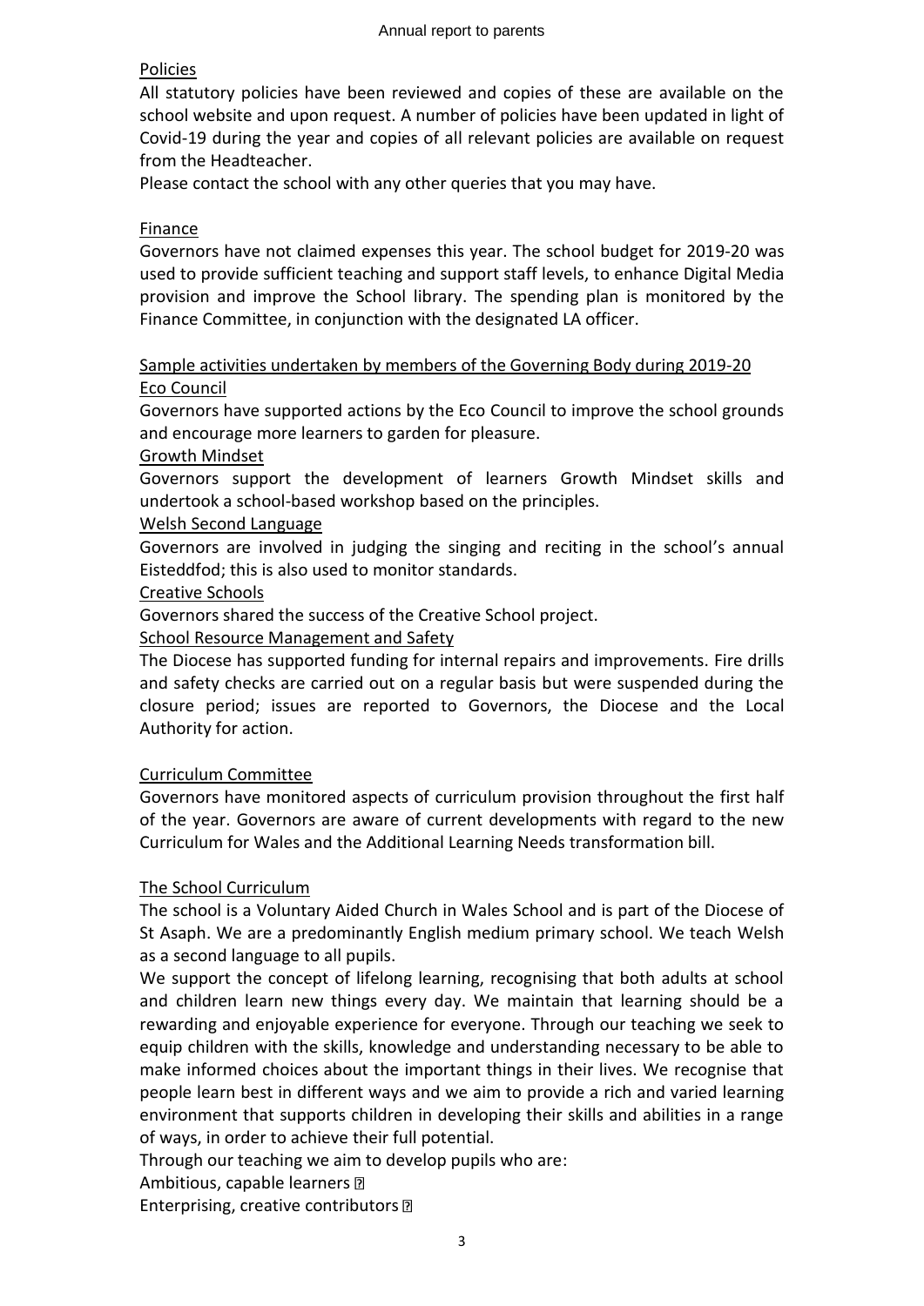## Policies

All statutory policies have been reviewed and copies of these are available on the school website and upon request. A number of policies have been updated in light of Covid-19 during the year and copies of all relevant policies are available on request from the Headteacher.

Please contact the school with any other queries that you may have.

## Finance

Governors have not claimed expenses this year. The school budget for 2019-20 was used to provide sufficient teaching and support staff levels, to enhance Digital Media provision and improve the School library. The spending plan is monitored by the Finance Committee, in conjunction with the designated LA officer.

## Sample activities undertaken by members of the Governing Body during 2019-20

### Eco Council

Governors have supported actions by the Eco Council to improve the school grounds and encourage more learners to garden for pleasure.

### Growth Mindset

Governors support the development of learners Growth Mindset skills and undertook a school-based workshop based on the principles.

### Welsh Second Language

Governors are involved in judging the singing and reciting in the school's annual Eisteddfod; this is also used to monitor standards.

### Creative Schools

Governors shared the success of the Creative School project.

### School Resource Management and Safety

The Diocese has supported funding for internal repairs and improvements. Fire drills and safety checks are carried out on a regular basis but were suspended during the closure period; issues are reported to Governors, the Diocese and the Local Authority for action.

## Curriculum Committee

Governors have monitored aspects of curriculum provision throughout the first half of the year. Governors are aware of current developments with regard to the new Curriculum for Wales and the Additional Learning Needs transformation bill.

## The School Curriculum

The school is a Voluntary Aided Church in Wales School and is part of the Diocese of St Asaph. We are a predominantly English medium primary school. We teach Welsh as a second language to all pupils.

We support the concept of lifelong learning, recognising that both adults at school and children learn new things every day. We maintain that learning should be a rewarding and enjoyable experience for everyone. Through our teaching we seek to equip children with the skills, knowledge and understanding necessary to be able to make informed choices about the important things in their lives. We recognise that people learn best in different ways and we aim to provide a rich and varied learning environment that supports children in developing their skills and abilities in a range of ways, in order to achieve their full potential.

Through our teaching we aim to develop pupils who are:

Ambitious, capable learners

Enterprising, creative contributors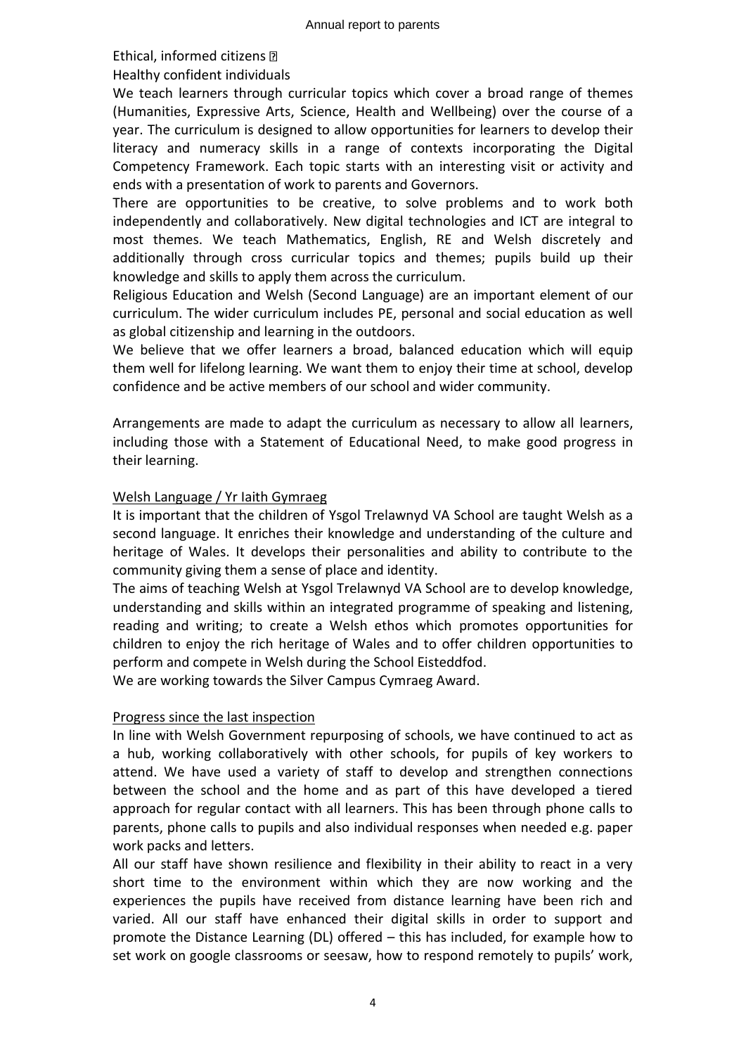Ethical, informed citizens 

Healthy confident individuals

We teach learners through curricular topics which cover a broad range of themes (Humanities, Expressive Arts, Science, Health and Wellbeing) over the course of a year. The curriculum is designed to allow opportunities for learners to develop their literacy and numeracy skills in a range of contexts incorporating the Digital Competency Framework. Each topic starts with an interesting visit or activity and ends with a presentation of work to parents and Governors.

There are opportunities to be creative, to solve problems and to work both independently and collaboratively. New digital technologies and ICT are integral to most themes. We teach Mathematics, English, RE and Welsh discretely and additionally through cross curricular topics and themes; pupils build up their knowledge and skills to apply them across the curriculum.

Religious Education and Welsh (Second Language) are an important element of our curriculum. The wider curriculum includes PE, personal and social education as well as global citizenship and learning in the outdoors.

We believe that we offer learners a broad, balanced education which will equip them well for lifelong learning. We want them to enjoy their time at school, develop confidence and be active members of our school and wider community.

Arrangements are made to adapt the curriculum as necessary to allow all learners, including those with a Statement of Educational Need, to make good progress in their learning.

## Welsh Language / Yr Iaith Gymraeg

It is important that the children of Ysgol Trelawnyd VA School are taught Welsh as a second language. It enriches their knowledge and understanding of the culture and heritage of Wales. It develops their personalities and ability to contribute to the community giving them a sense of place and identity.

The aims of teaching Welsh at Ysgol Trelawnyd VA School are to develop knowledge, understanding and skills within an integrated programme of speaking and listening, reading and writing; to create a Welsh ethos which promotes opportunities for children to enjoy the rich heritage of Wales and to offer children opportunities to perform and compete in Welsh during the School Eisteddfod.

We are working towards the Silver Campus Cymraeg Award.

## Progress since the last inspection

In line with Welsh Government repurposing of schools, we have continued to act as a hub, working collaboratively with other schools, for pupils of key workers to attend. We have used a variety of staff to develop and strengthen connections between the school and the home and as part of this have developed a tiered approach for regular contact with all learners. This has been through phone calls to parents, phone calls to pupils and also individual responses when needed e.g. paper work packs and letters.

All our staff have shown resilience and flexibility in their ability to react in a very short time to the environment within which they are now working and the experiences the pupils have received from distance learning have been rich and varied. All our staff have enhanced their digital skills in order to support and promote the Distance Learning (DL) offered – this has included, for example how to set work on google classrooms or seesaw, how to respond remotely to pupils' work,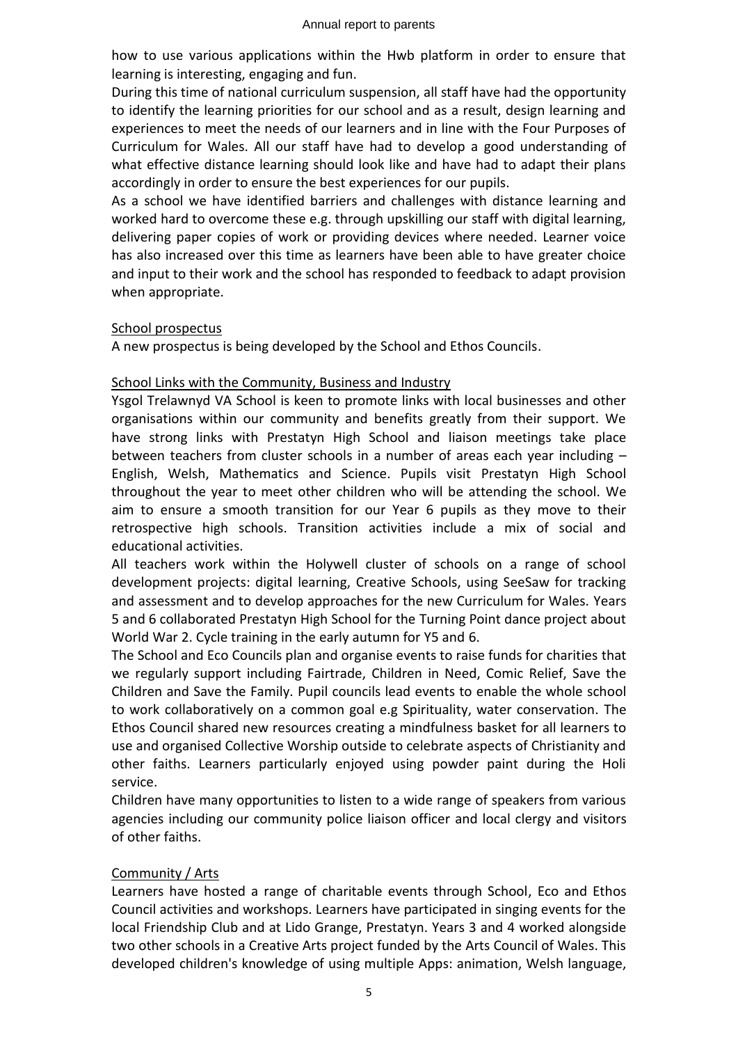how to use various applications within the Hwb platform in order to ensure that learning is interesting, engaging and fun.

During this time of national curriculum suspension, all staff have had the opportunity to identify the learning priorities for our school and as a result, design learning and experiences to meet the needs of our learners and in line with the Four Purposes of Curriculum for Wales. All our staff have had to develop a good understanding of what effective distance learning should look like and have had to adapt their plans accordingly in order to ensure the best experiences for our pupils.

As a school we have identified barriers and challenges with distance learning and worked hard to overcome these e.g. through upskilling our staff with digital learning, delivering paper copies of work or providing devices where needed. Learner voice has also increased over this time as learners have been able to have greater choice and input to their work and the school has responded to feedback to adapt provision when appropriate.

## School prospectus

A new prospectus is being developed by the School and Ethos Councils.

## School Links with the Community, Business and Industry

Ysgol Trelawnyd VA School is keen to promote links with local businesses and other organisations within our community and benefits greatly from their support. We have strong links with Prestatyn High School and liaison meetings take place between teachers from cluster schools in a number of areas each year including – English, Welsh, Mathematics and Science. Pupils visit Prestatyn High School throughout the year to meet other children who will be attending the school. We aim to ensure a smooth transition for our Year 6 pupils as they move to their retrospective high schools. Transition activities include a mix of social and educational activities.

All teachers work within the Holywell cluster of schools on a range of school development projects: digital learning, Creative Schools, using SeeSaw for tracking and assessment and to develop approaches for the new Curriculum for Wales. Years 5 and 6 collaborated Prestatyn High School for the Turning Point dance project about World War 2. Cycle training in the early autumn for Y5 and 6.

The School and Eco Councils plan and organise events to raise funds for charities that we regularly support including Fairtrade, Children in Need, Comic Relief, Save the Children and Save the Family. Pupil councils lead events to enable the whole school to work collaboratively on a common goal e.g Spirituality, water conservation. The Ethos Council shared new resources creating a mindfulness basket for all learners to use and organised Collective Worship outside to celebrate aspects of Christianity and other faiths. Learners particularly enjoyed using powder paint during the Holi service.

Children have many opportunities to listen to a wide range of speakers from various agencies including our community police liaison officer and local clergy and visitors of other faiths.

## Community / Arts

Learners have hosted a range of charitable events through School, Eco and Ethos Council activities and workshops. Learners have participated in singing events for the local Friendship Club and at Lido Grange, Prestatyn. Years 3 and 4 worked alongside two other schools in a Creative Arts project funded by the Arts Council of Wales. This developed children's knowledge of using multiple Apps: animation, Welsh language,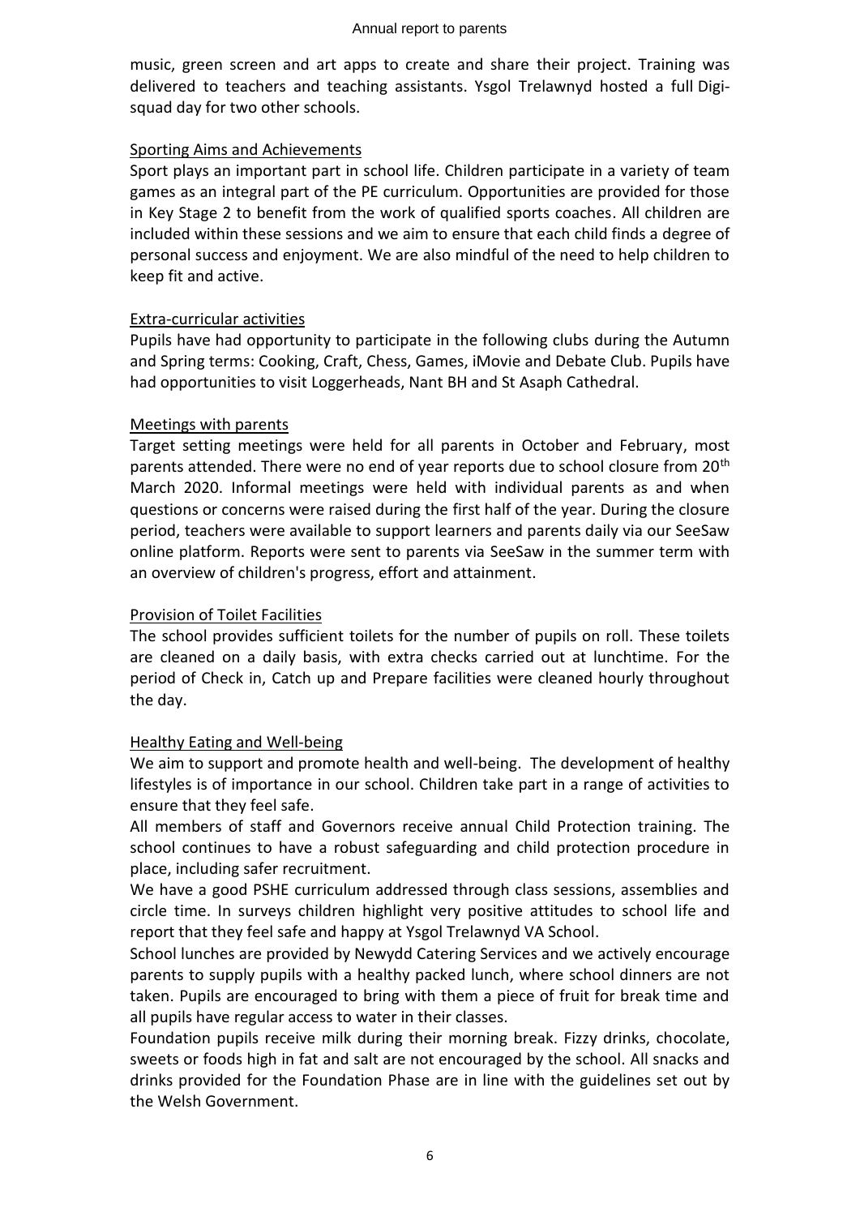music, green screen and art apps to create and share their project. Training was delivered to teachers and teaching assistants. Ysgol Trelawnyd hosted a full Digi-squad day for two other schools.

## Sporting Aims and Achievements

Sport plays an important part in school life. Children participate in a variety of team games as an integral part of the PE curriculum. Opportunities are provided for those in Key Stage 2 to benefit from the work of qualified sports coaches. All children are included within these sessions and we aim to ensure that each child finds a degree of personal success and enjoyment. We are also mindful of the need to help children to keep fit and active.

## Extra-curricular activities

Pupils have had opportunity to participate in the following clubs during the Autumn and Spring terms: Cooking, Craft, Chess, Games, iMovie and Debate Club. Pupils have had opportunities to visit Loggerheads, Nant BH and St Asaph Cathedral.

## Meetings with parents

Target setting meetings were held for all parents in October and February, most parents attended. There were no end of year reports due to school closure from 20th March 2020. Informal meetings were held with individual parents as and when questions or concerns were raised during the first half of the year. During the closure period, teachers were available to support learners and parents daily via our SeeSaw online platform. Reports were sent to parents via SeeSaw in the summer term with an overview of children's progress, effort and attainment.

## Provision of Toilet Facilities

The school provides sufficient toilets for the number of pupils on roll. These toilets are cleaned on a daily basis, with extra checks carried out at lunchtime. For the period of Check in, Catch up and Prepare facilities were cleaned hourly throughout the day.

## Healthy Eating and Well-being

We aim to support and promote health and well-being. The development of healthy lifestyles is of importance in our school. Children take part in a range of activities to ensure that they feel safe.

All members of staff and Governors receive annual Child Protection training. The school continues to have a robust safeguarding and child protection procedure in place, including safer recruitment.

We have a good PSHE curriculum addressed through class sessions, assemblies and circle time. In surveys children highlight very positive attitudes to school life and report that they feel safe and happy at Ysgol Trelawnyd VA School.

School lunches are provided by Newydd Catering Services and we actively encourage parents to supply pupils with a healthy packed lunch, where school dinners are not taken. Pupils are encouraged to bring with them a piece of fruit for break time and all pupils have regular access to water in their classes.

Foundation pupils receive milk during their morning break. Fizzy drinks, chocolate, sweets or foods high in fat and salt are not encouraged by the school. All snacks and drinks provided for the Foundation Phase are in line with the guidelines set out by the Welsh Government.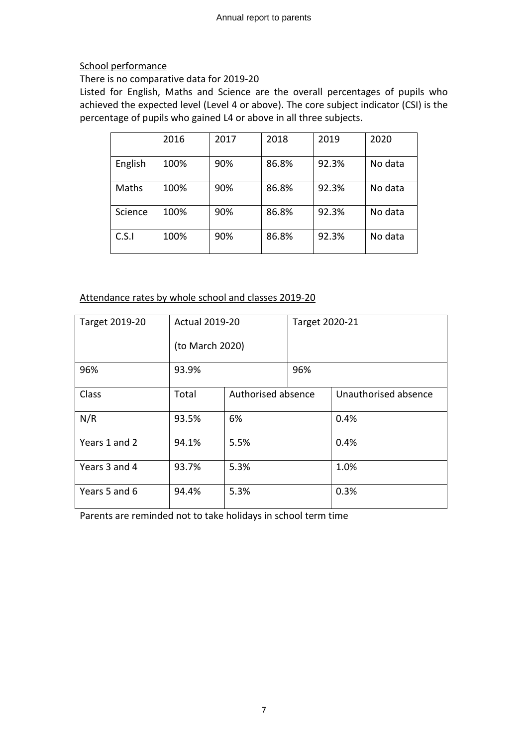School performance

There is no comparative data for 2019-20

Listed for English, Maths and Science are the overall percentages of pupils who achieved the expected level (Level 4 or above). The core subject indicator (CSI) is the percentage of pupils who gained L4 or above in all three subjects.

| | 2016 | 2017 | 2018 | 2019 | 2020 |
|---|---|---|---|---|---|
| English | 100% | 90% | 86.8% | 92.3% | No data |
| Maths | 100% | 90% | 86.8% | 92.3% | No data |
| Science | 100% | 90% | 86.8% | 92.3% | No data |
| C.S.I | 100% | 90% | 86.8% | 92.3% | No data |

Attendance rates by whole school and classes 2019-20

| Target 2019-20 | Actual 2019-20 (to March 2020) | | Target 2020-21 | |
|---|---|---|---|---|
| 96% | 93.9% | | 96% | |
| Class | Total | Authorised absence | | Unauthorised absence |
| N/R | 93.5% | 6% | | 0.4% |
| Years 1 and 2 | 94.1% | 5.5% | | 0.4% |
| Years 3 and 4 | 93.7% | 5.3% | | 1.0% |
| Years 5 and 6 | 94.4% | 5.3% | | 0.3% |

Parents are reminded not to take holidays in school term time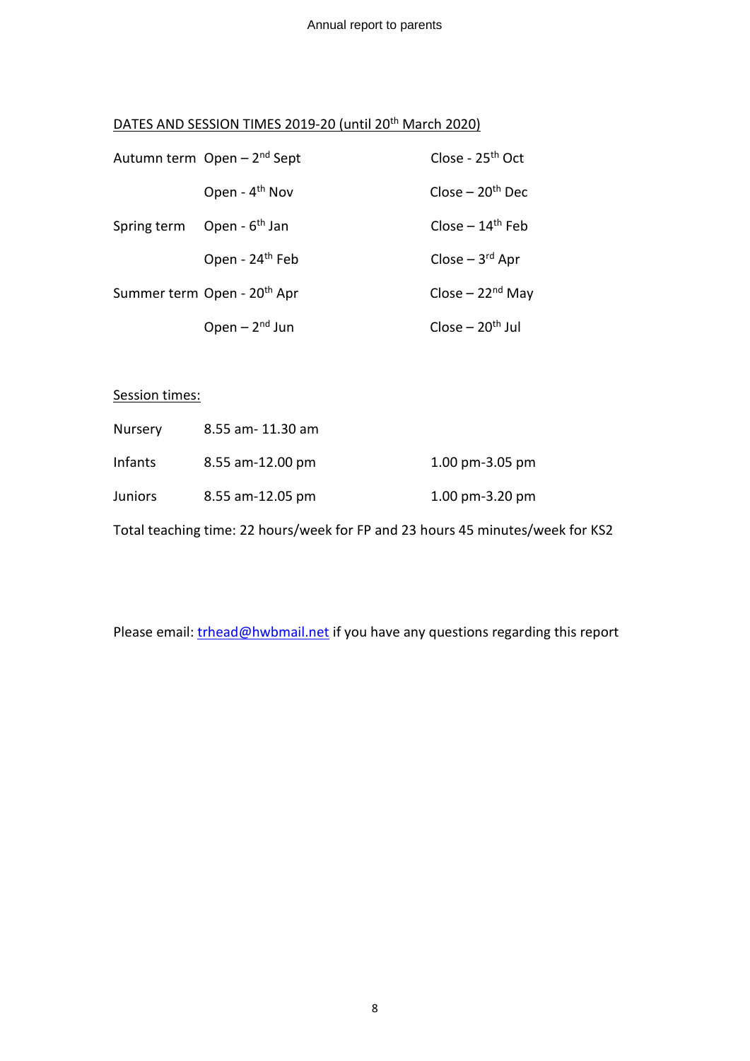## DATES AND SESSION TIMES 2019-20 (until 20th March 2020)

| | | |
|---|---|---|
| Autumn term | Open – 2nd Sept | Close - 25th Oct |
| | Open - 4th Nov | Close – 20th Dec |
| Spring term | Open - 6th Jan | Close – 14th Feb |
| | Open - 24th Feb | Close – 3rd Apr |
| Summer term | Open - 20th Apr | Close – 22nd May |
| | Open – 2nd Jun | Close – 20th Jul |

### Session times:

| | | |
|---|---|---|
| Nursery | 8.55 am- 11.30 am | |
| Infants | 8.55 am-12.00 pm | 1.00 pm-3.05 pm |
| Juniors | 8.55 am-12.05 pm | 1.00 pm-3.20 pm |

Total teaching time: 22 hours/week for FP and 23 hours 45 minutes/week for KS2

Please email: trhead@hwbmail.net if you have any questions regarding this report